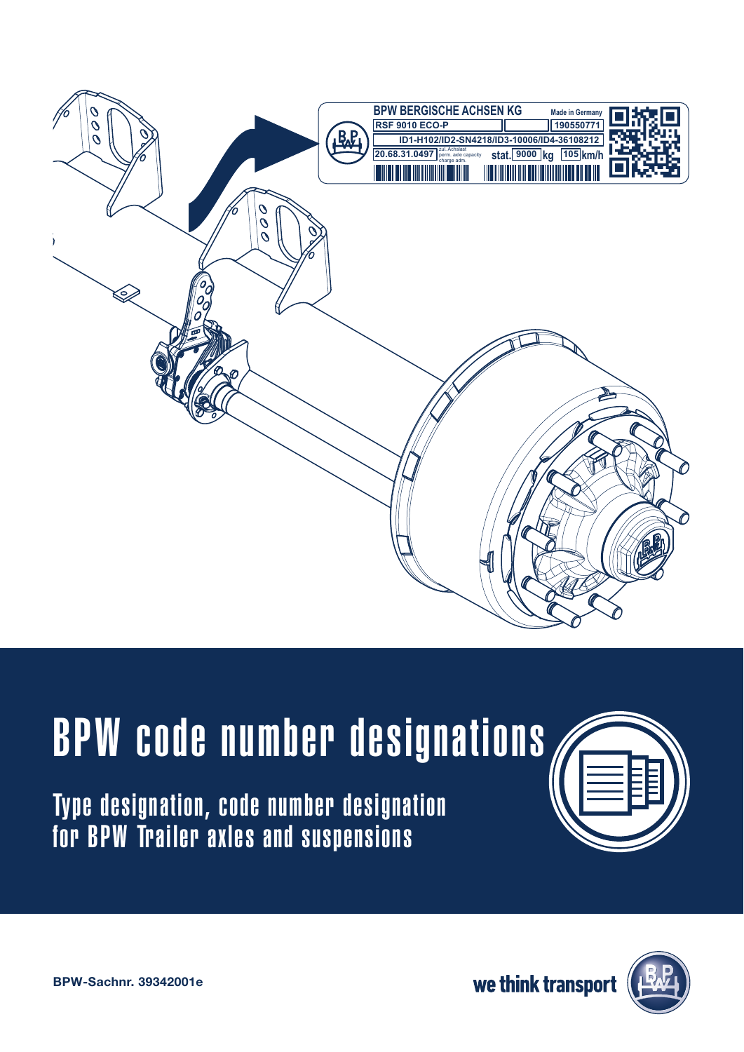BPW BERGISCHE ACHSEN KG

Made in Germany

RSF 9010 ECO-P | 190550771

ID1-H102/ID2-SN4218/ID3-10006/ID4-36108212

20.68.31.0497 | zul. Achslast perm. axle capacity charge adm. | stat. 9000 kg | 105 km/h

# BPW code number designations

## Type designation, code number designation for BPW Trailer axles and suspensions

BPW-Sachnr. 39342001e

we think transport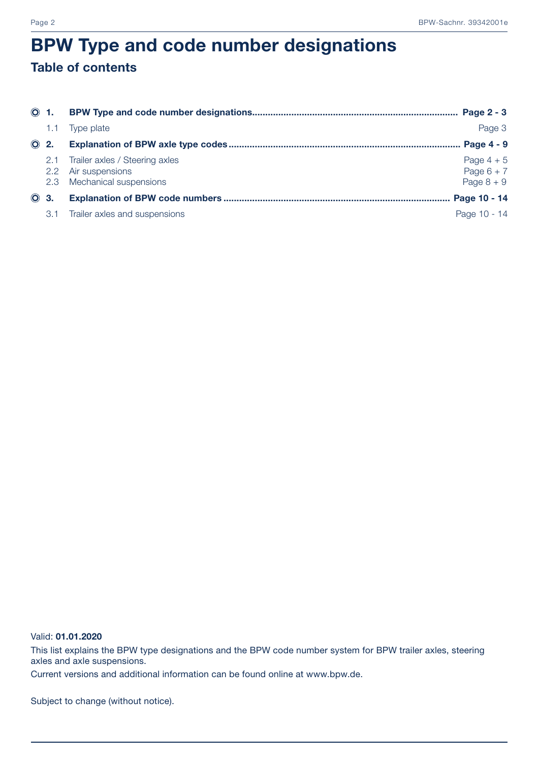# BPW Type and code number designations

## Table of contents

| | | |
|---|---|---|
| **1.** | **BPW Type and code number designations** | **Page 2 - 3** |
| 1.1 | Type plate | Page 3 |
| **2.** | **Explanation of BPW axle type codes** | **Page 4 - 9** |
| 2.1 | Trailer axles / Steering axles | Page 4 + 5 |
| 2.2 | Air suspensions | Page 6 + 7 |
| 2.3 | Mechanical suspensions | Page 8 + 9 |
| **3.** | **Explanation of BPW code numbers** | **Page 10 - 14** |
| 3.1 | Trailer axles and suspensions | Page 10 - 14 |

Valid: **01.01.2020**

This list explains the BPW type designations and the BPW code number system for BPW trailer axles, steering axles and axle suspensions.

Current versions and additional information can be found online at www.bpw.de.

Subject to change (without notice).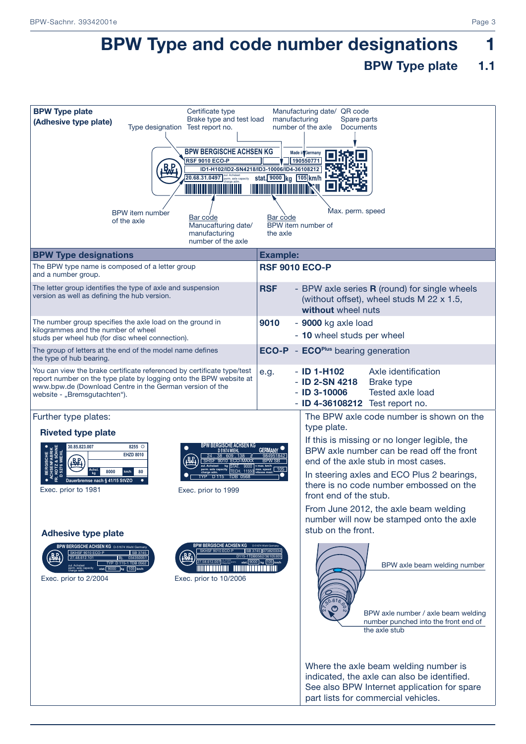# BPW Type and code number designations 1

## BPW Type plate 1.1

**BPW Type plate (Adhesive type plate)**

Type designation

Certificate type
Brake type and test load
Test report no.

Manufacturing date/ manufacturing number of the axle

QR code
Spare parts
Documents

BPW BERGISCHE ACHSEN KG
Made in Germany
RSF 9010 ECO-P
190550771
ID1-H102/ID2-SN4218/ID3-10006/ID4-36108212
20.68.31.0497 zul. Achslast perm. axle capacity charge adm.
stat. 9000 kg 105 km/h

BPW item number of the axle

Bar code
Manucafturing date/ manufacturing number of the axle

Bar code
BPW item number of the axle

Max. perm. speed

| BPW Type designations | Example: |
|---|---|
| The BPW type name is composed of a letter group and a number group. | **RSF 9010 ECO-P** |
| The letter group identifies the type of axle and suspension version as well as defining the hub version. | **RSF** - BPW axle series **R** (round) for single wheels (without offset), wheel studs M 22 x 1.5, **without** wheel nuts |
| The number group specifies the axle load on the ground in kilogrammes and the number of wheel studs per wheel hub (for disc wheel connection). | **9010** - **9000** kg axle load<br>- **10** wheel studs per wheel |
| The group of letters at the end of the model name defines the type of hub bearing. | **ECO-P** - **ECO^Plus** bearing generation |
| You can view the brake certificate referenced by certificate type/test report number on the type plate by logging onto the BPW website at www.bpw.de (Download Centre in the German version of the website - „Bremsgutachten"). | e.g.<br>- **ID 1-H102** Axle identification<br>- **ID 2-SN 4218** Brake type<br>- **ID 3-10006** Tested axle load<br>- **ID 4-36108212** Test report no. |

Further type plates:

### Riveted type plate

Exec. prior to 1981

Exec. prior to 1999

### Adhesive type plate

Exec. prior to 2/2004

Exec. prior to 10/2006

The BPW axle code number is shown on the type plate.

If this is missing or no longer legible, the BPW axle number can be read off the front end of the axle stub in most cases.

In steering axles and ECO Plus 2 bearings, there is no code number embossed on the front end of the stub.

From June 2012, the axle beam welding number will now be stamped onto the axle stub on the front.

BPW axle beam welding number

BPW axle number / axle beam welding number punched into the front end of the axle stub

Where the axle beam welding number is indicated, the axle can also be identified. See also BPW Internet application for spare part lists for commercial vehicles.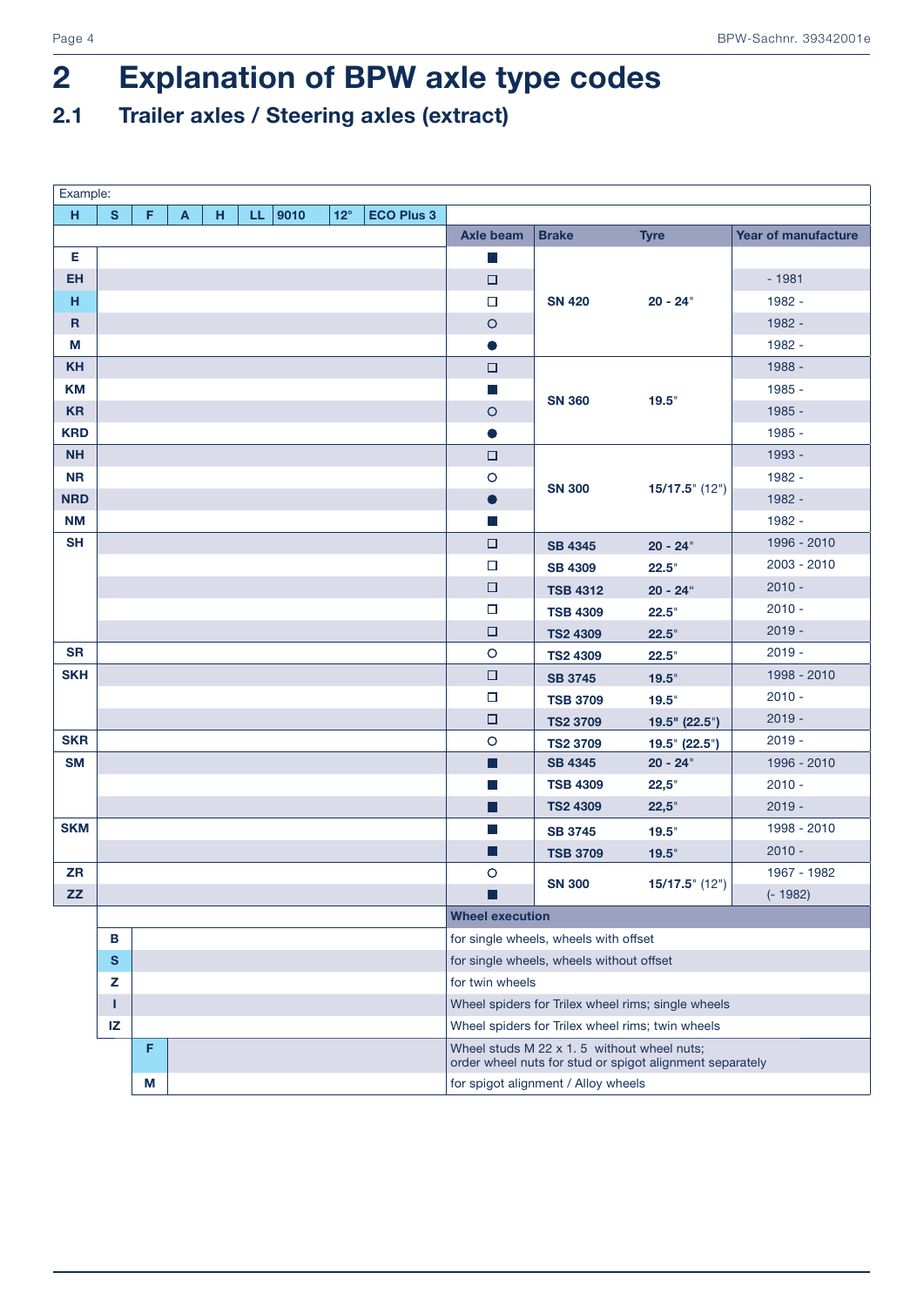# 2 Explanation of BPW axle type codes

## 2.1 Trailer axles / Steering axles (extract)

Example:

| H | S | F | A | H | LL | 9010 | 12° | ECO Plus 3 |
|---|---|---|---|---|---|---|---|---|

| Code | Axle beam | Brake | Tyre | Year of manufacture |
|---|---|---|---|---|
| E | ■ | SN 420 | 20 - 24" | |
| EH | □ | SN 420 | 20 - 24" | - 1981 |
| H | □ | SN 420 | 20 - 24" | 1982 - |
| R | ○ | SN 420 | 20 - 24" | 1982 - |
| M | ● | SN 420 | 20 - 24" | 1982 - |
| KH | □ | SN 360 | 19.5" | 1988 - |
| KM | ■ | SN 360 | 19.5" | 1985 - |
| KR | ○ | SN 360 | 19.5" | 1985 - |
| KRD | ● | SN 360 | 19.5" | 1985 - |
| NH | □ | SN 300 | 15/17.5" (12") | 1993 - |
| NR | ○ | SN 300 | 15/17.5" (12") | 1982 - |
| NRD | ● | SN 300 | 15/17.5" (12") | 1982 - |
| NM | ■ | SN 300 | 15/17.5" (12") | 1982 - |
| SH | □ | SB 4345 | 20 - 24" | 1996 - 2010 |
| | □ | SB 4309 | 22.5" | 2003 - 2010 |
| | □ | TSB 4312 | 20 - 24" | 2010 - |
| | □ | TSB 4309 | 22.5" | 2010 - |
| | □ | TS2 4309 | 22.5" | 2019 - |
| SR | ○ | TS2 4309 | 22.5" | 2019 - |
| SKH | □ | SB 3745 | 19.5" | 1998 - 2010 |
| | □ | TSB 3709 | 19.5" | 2010 - |
| | □ | TS2 3709 | 19.5" (22.5") | 2019 - |
| SKR | ○ | TS2 3709 | 19.5" (22.5") | 2019 - |
| SM | ■ | SB 4345 | 20 - 24" | 1996 - 2010 |
| | ■ | TSB 4309 | 22,5" | 2010 - |
| | ■ | TS2 4309 | 22,5" | 2019 - |
| SKM | ■ | SB 3745 | 19.5" | 1998 - 2010 |
| | ■ | TSB 3709 | 19.5" | 2010 - |
| ZR | ○ | SN 300 | 15/17.5" (12") | 1967 - 1982 |
| ZZ | ■ | SN 300 | 15/17.5" (12") | (- 1982) |

| Code | Wheel execution |
|---|---|
| B | for single wheels, wheels with offset |
| S | for single wheels, wheels without offset |
| Z | for twin wheels |
| I | Wheel spiders for Trilex wheel rims; single wheels |
| IZ | Wheel spiders for Trilex wheel rims; twin wheels |
| F | Wheel studs M 22 x 1. 5 without wheel nuts; order wheel nuts for stud or spigot alignment separately |
| M | for spigot alignment / Alloy wheels |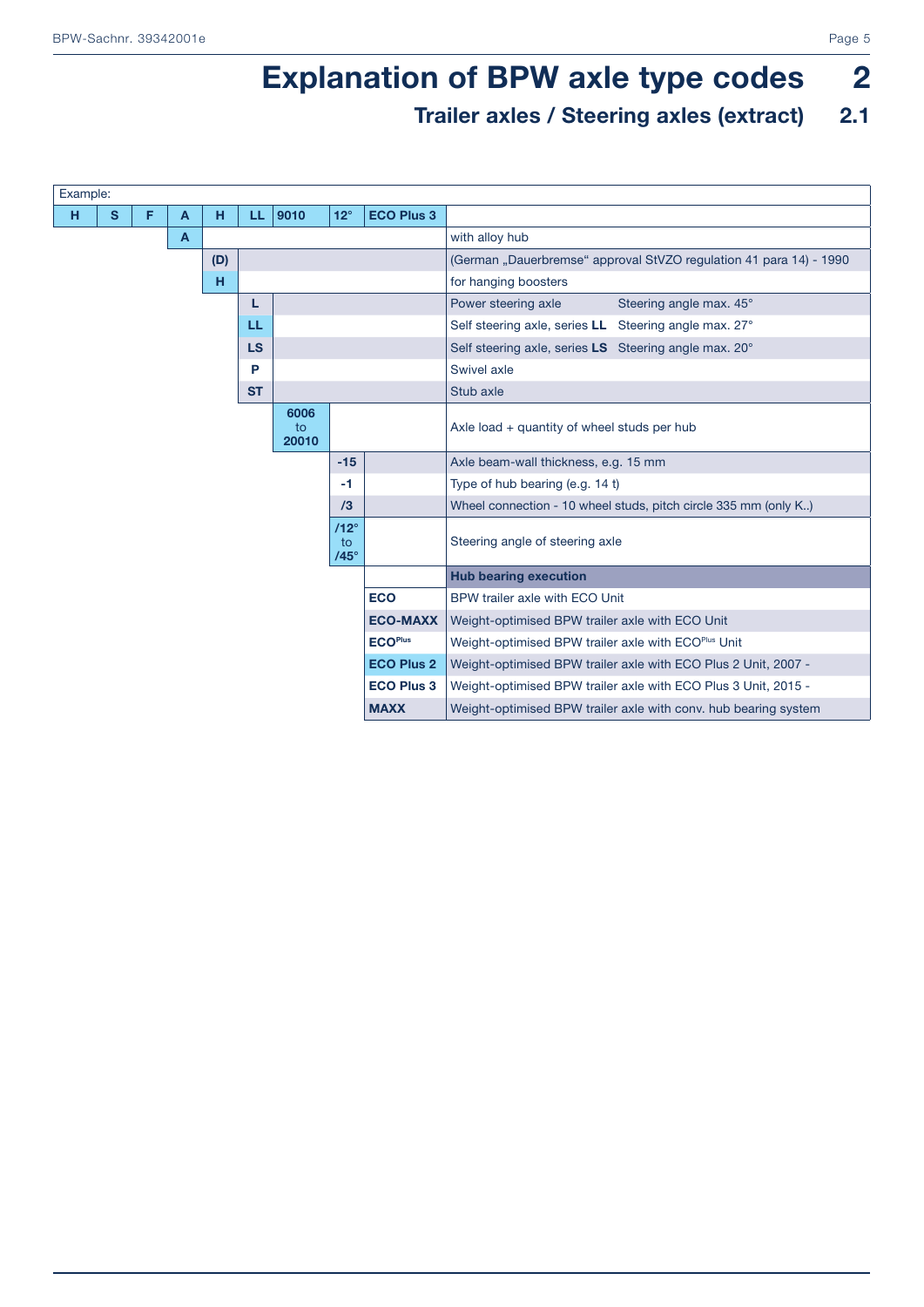# Explanation of BPW axle type codes 2

## Trailer axles / Steering axles (extract) 2.1

Example:

| H | S | F | A | H | LL | 9010 | 12° | ECO Plus 3 | |
|---|---|---|---|---|---|---|---|---|---|
| | | | A | | | | | | with alloy hub |
| | | | | (D) | | | | | (German „Dauerbremse“ approval StVZO regulation 41 para 14) - 1990 |
| | | | | H | | | | | for hanging boosters |
| | | | | | L | | | | Power steering axle — Steering angle max. 45° |
| | | | | | LL | | | | Self steering axle, series **LL** — Steering angle max. 27° |
| | | | | | LS | | | | Self steering axle, series **LS** — Steering angle max. 20° |
| | | | | | P | | | | Swivel axle |
| | | | | | ST | | | | Stub axle |
| | | | | | | 6006 to 20010 | | | Axle load + quantity of wheel studs per hub |
| | | | | | | | -15 | | Axle beam-wall thickness, e.g. 15 mm |
| | | | | | | | -1 | | Type of hub bearing (e.g. 14 t) |
| | | | | | | | /3 | | Wheel connection - 10 wheel studs, pitch circle 335 mm (only K..) |
| | | | | | | | /12° to /45° | | Steering angle of steering axle |
| | | | | | | | | | **Hub bearing execution** |
| | | | | | | | | **ECO** | BPW trailer axle with ECO Unit |
| | | | | | | | | **ECO-MAXX** | Weight-optimised BPW trailer axle with ECO Unit |
| | | | | | | | | **ECO**[Plus] | Weight-optimised BPW trailer axle with ECO[Plus] Unit |
| | | | | | | | | **ECO Plus 2** | Weight-optimised BPW trailer axle with ECO Plus 2 Unit, 2007 - |
| | | | | | | | | **ECO Plus 3** | Weight-optimised BPW trailer axle with ECO Plus 3 Unit, 2015 - |
| | | | | | | | | **MAXX** | Weight-optimised BPW trailer axle with conv. hub bearing system |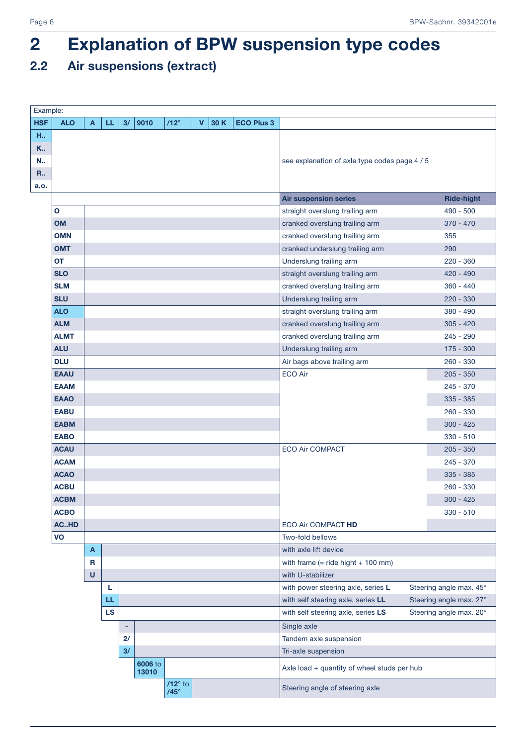# 2 Explanation of BPW suspension type codes

## 2.2 Air suspensions (extract)

Example:

| HSF | ALO | A | LL | 3/ | 9010 | /12° | V | 30 K | ECO Plus 3 | | |
|---|---|---|---|---|---|---|---|---|---|---|---|
| H.. | | | | | | | | | | see explanation of axle type codes page 4 / 5 | |
| K.. | | | | | | | | | | | |
| N.. | | | | | | | | | | | |
| R.. | | | | | | | | | | | |
| a.o. | | | | | | | | | | | |
| | | | | | | | | | | **Air suspension series** | **Ride-hight** |
| | **O** | | | | | | | | | straight overslung trailing arm | 490 - 500 |
| | **OM** | | | | | | | | | cranked overslung trailing arm | 370 - 470 |
| | **OMN** | | | | | | | | | cranked overslung trailing arm | 355 |
| | **OMT** | | | | | | | | | cranked underslung trailing arm | 290 |
| | **OT** | | | | | | | | | Underslung trailing arm | 220 - 360 |
| | **SLO** | | | | | | | | | straight overslung trailing arm | 420 - 490 |
| | **SLM** | | | | | | | | | cranked overslung trailing arm | 360 - 440 |
| | **SLU** | | | | | | | | | Underslung trailing arm | 220 - 330 |
| | **ALO** | | | | | | | | | straight overslung trailing arm | 380 - 490 |
| | **ALM** | | | | | | | | | cranked overslung trailing arm | 305 - 420 |
| | **ALMT** | | | | | | | | | cranked overslung trailing arm | 245 - 290 |
| | **ALU** | | | | | | | | | Underslung trailing arm | 175 - 300 |
| | **DLU** | | | | | | | | | Air bags above trailing arm | 260 - 330 |
| | **EAAU** | | | | | | | | | ECO Air | 205 - 350 |
| | **EAAM** | | | | | | | | | | 245 - 370 |
| | **EAAO** | | | | | | | | | | 335 - 385 |
| | **EABU** | | | | | | | | | | 260 - 330 |
| | **EABM** | | | | | | | | | | 300 - 425 |
| | **EABO** | | | | | | | | | | 330 - 510 |
| | **ACAU** | | | | | | | | | ECO Air COMPACT | 205 - 350 |
| | **ACAM** | | | | | | | | | | 245 - 370 |
| | **ACAO** | | | | | | | | | | 335 - 385 |
| | **ACBU** | | | | | | | | | | 260 - 330 |
| | **ACBM** | | | | | | | | | | 300 - 425 |
| | **ACBO** | | | | | | | | | | 330 - 510 |
| | **AC..HD** | | | | | | | | | ECO Air COMPACT **HD** | |
| | **VO** | | | | | | | | | Two-fold bellows | |
| | | **A** | | | | | | | | with axle lift device | |
| | | **R** | | | | | | | | with frame (= ride hight + 100 mm) | |
| | | **U** | | | | | | | | with U-stabilizer | |
| | | | **L** | | | | | | | with power steering axle, series **L** | Steering angle max. 45° |
| | | | **LL** | | | | | | | with self steering axle, series **LL** | Steering angle max. 27° |
| | | | **LS** | | | | | | | with self steering axle, series **LS** | Steering angle max. 20° |
| | | | | **-** | | | | | | Single axle | |
| | | | | **2/** | | | | | | Tandem axle suspension | |
| | | | | **3/** | | | | | | Tri-axle suspension | |
| | | | | | **6006** to **13010** | | | | | Axle load + quantity of wheel studs per hub | |
| | | | | | | **/12°** to **/45°** | | | | Steering angle of steering axle | |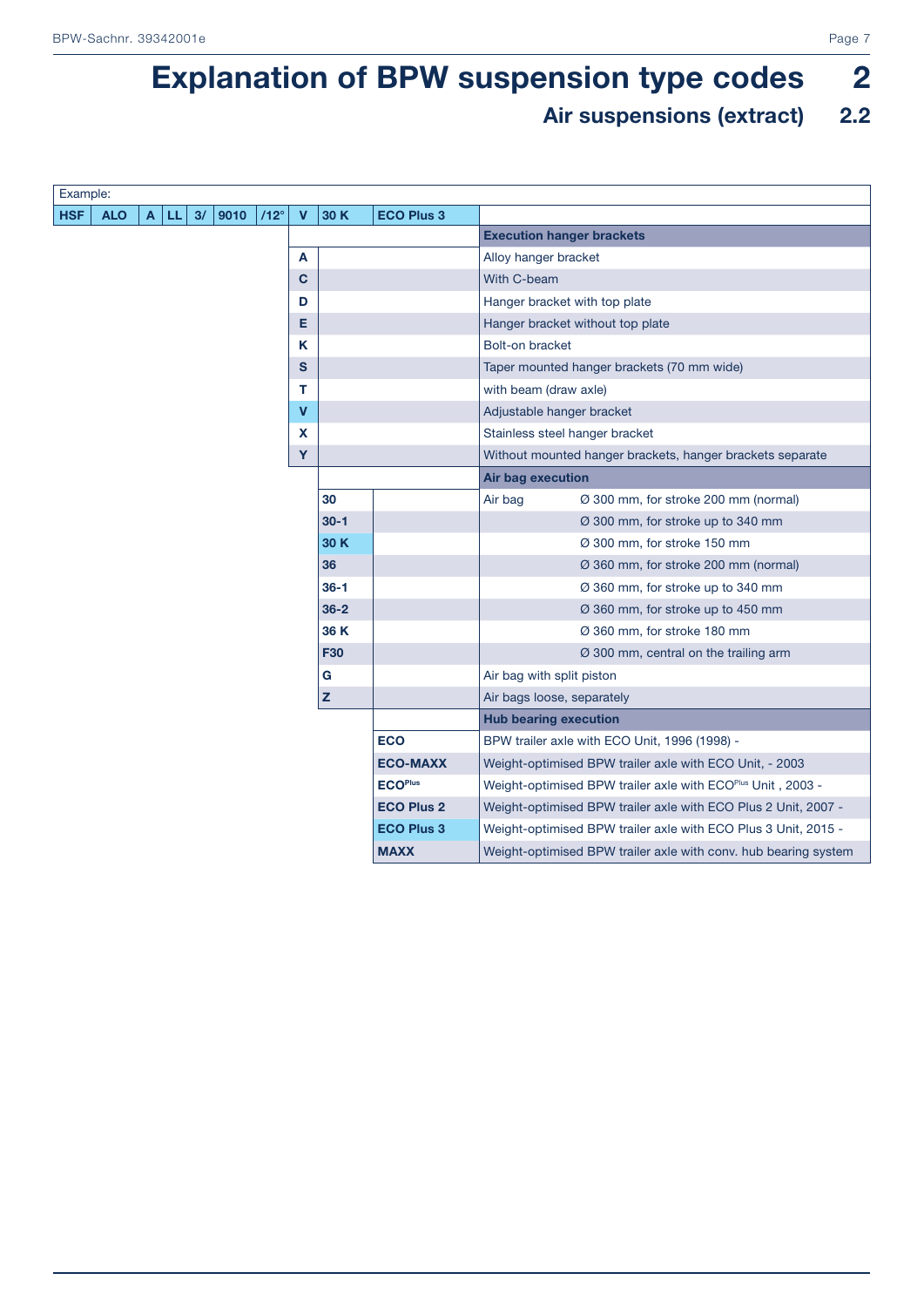# Explanation of BPW suspension type codes 2

## Air suspensions (extract) 2.2

Example:

| HSF | ALO | A | LL | 3/ | 9010 | /12° | V | 30 K | ECO Plus 3 | |
|---|---|---|---|---|---|---|---|---|---|---|
| | | | | | | | | | | **Execution hanger brackets** |
| | | | | | | | A | | | Alloy hanger bracket |
| | | | | | | | C | | | With C-beam |
| | | | | | | | D | | | Hanger bracket with top plate |
| | | | | | | | E | | | Hanger bracket without top plate |
| | | | | | | | K | | | Bolt-on bracket |
| | | | | | | | S | | | Taper mounted hanger brackets (70 mm wide) |
| | | | | | | | T | | | with beam (draw axle) |
| | | | | | | | V | | | Adjustable hanger bracket |
| | | | | | | | X | | | Stainless steel hanger bracket |
| | | | | | | | Y | | | Without mounted hanger brackets, hanger brackets separate |
| | | | | | | | | | | **Air bag execution** |
| | | | | | | | | 30 | | Air bag Ø 300 mm, for stroke 200 mm (normal) |
| | | | | | | | | 30-1 | | Ø 300 mm, for stroke up to 340 mm |
| | | | | | | | | 30 K | | Ø 300 mm, for stroke 150 mm |
| | | | | | | | | 36 | | Ø 360 mm, for stroke 200 mm (normal) |
| | | | | | | | | 36-1 | | Ø 360 mm, for stroke up to 340 mm |
| | | | | | | | | 36-2 | | Ø 360 mm, for stroke up to 450 mm |
| | | | | | | | | 36 K | | Ø 360 mm, for stroke 180 mm |
| | | | | | | | | F30 | | Ø 300 mm, central on the trailing arm |
| | | | | | | | | G | | Air bag with split piston |
| | | | | | | | | Z | | Air bags loose, separately |
| | | | | | | | | | | **Hub bearing execution** |
| | | | | | | | | | ECO | BPW trailer axle with ECO Unit, 1996 (1998) - |
| | | | | | | | | | ECO-MAXX | Weight-optimised BPW trailer axle with ECO Unit, - 2003 |
| | | | | | | | | | ECO[Plus] | Weight-optimised BPW trailer axle with ECO[Plus] Unit , 2003 - |
| | | | | | | | | | ECO Plus 2 | Weight-optimised BPW trailer axle with ECO Plus 2 Unit, 2007 - |
| | | | | | | | | | ECO Plus 3 | Weight-optimised BPW trailer axle with ECO Plus 3 Unit, 2015 - |
| | | | | | | | | | MAXX | Weight-optimised BPW trailer axle with conv. hub bearing system |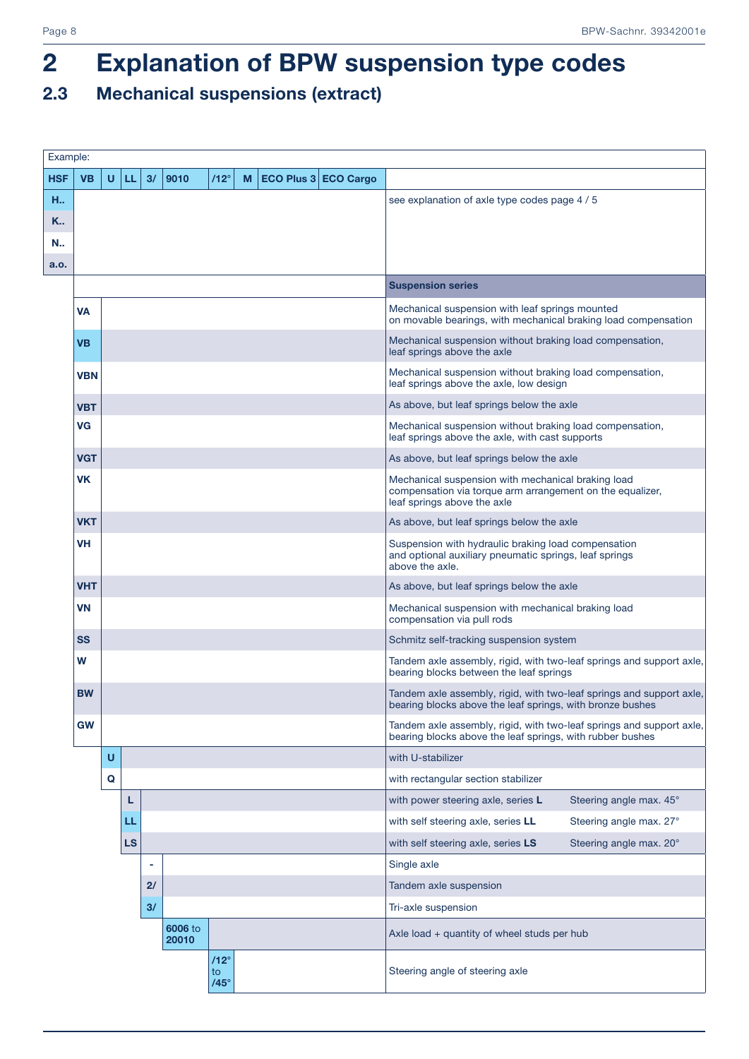# 2 Explanation of BPW suspension type codes

## 2.3 Mechanical suspensions (extract)

Example:

| HSF | VB | U | LL | 3/ | 9010 | /12° | M | ECO Plus 3 | ECO Cargo | |
|---|---|---|---|---|---|---|---|---|---|---|
| **H..** | | | | | | | | | | see explanation of axle type codes page 4 / 5 |
| **K..** | | | | | | | | | | |
| **N..** | | | | | | | | | | |
| **a.o.** | | | | | | | | | | |
| | | | | | | | | | | **Suspension series** |
| | **VA** | | | | | | | | | Mechanical suspension with leaf springs mounted on movable bearings, with mechanical braking load compensation |
| | **VB** | | | | | | | | | Mechanical suspension without braking load compensation, leaf springs above the axle |
| | **VBN** | | | | | | | | | Mechanical suspension without braking load compensation, leaf springs above the axle, low design |
| | **VBT** | | | | | | | | | As above, but leaf springs below the axle |
| | **VG** | | | | | | | | | Mechanical suspension without braking load compensation, leaf springs above the axle, with cast supports |
| | **VGT** | | | | | | | | | As above, but leaf springs below the axle |
| | **VK** | | | | | | | | | Mechanical suspension with mechanical braking load compensation via torque arm arrangement on the equalizer, leaf springs above the axle |
| | **VKT** | | | | | | | | | As above, but leaf springs below the axle |
| | **VH** | | | | | | | | | Suspension with hydraulic braking load compensation and optional auxiliary pneumatic springs, leaf springs above the axle. |
| | **VHT** | | | | | | | | | As above, but leaf springs below the axle |
| | **VN** | | | | | | | | | Mechanical suspension with mechanical braking load compensation via pull rods |
| | **SS** | | | | | | | | | Schmitz self-tracking suspension system |
| | **W** | | | | | | | | | Tandem axle assembly, rigid, with two-leaf springs and support axle, bearing blocks between the leaf springs |
| | **BW** | | | | | | | | | Tandem axle assembly, rigid, with two-leaf springs and support axle, bearing blocks above the leaf springs, with bronze bushes |
| | **GW** | | | | | | | | | Tandem axle assembly, rigid, with two-leaf springs and support axle, bearing blocks above the leaf springs, with rubber bushes |
| | | **U** | | | | | | | | with U-stabilizer |
| | | **Q** | | | | | | | | with rectangular section stabilizer |
| | | | **L** | | | | | | | with power steering axle, series **L** — Steering angle max. 45° |
| | | | **LL** | | | | | | | with self steering axle, series **LL** — Steering angle max. 27° |
| | | | **LS** | | | | | | | with self steering axle, series **LS** — Steering angle max. 20° |
| | | | | **-** | | | | | | Single axle |
| | | | | **2/** | | | | | | Tandem axle suspension |
| | | | | **3/** | | | | | | Tri-axle suspension |
| | | | | | **6006** to **20010** | | | | | Axle load + quantity of wheel studs per hub |
| | | | | | | **/12°** to **/45°** | | | | Steering angle of steering axle |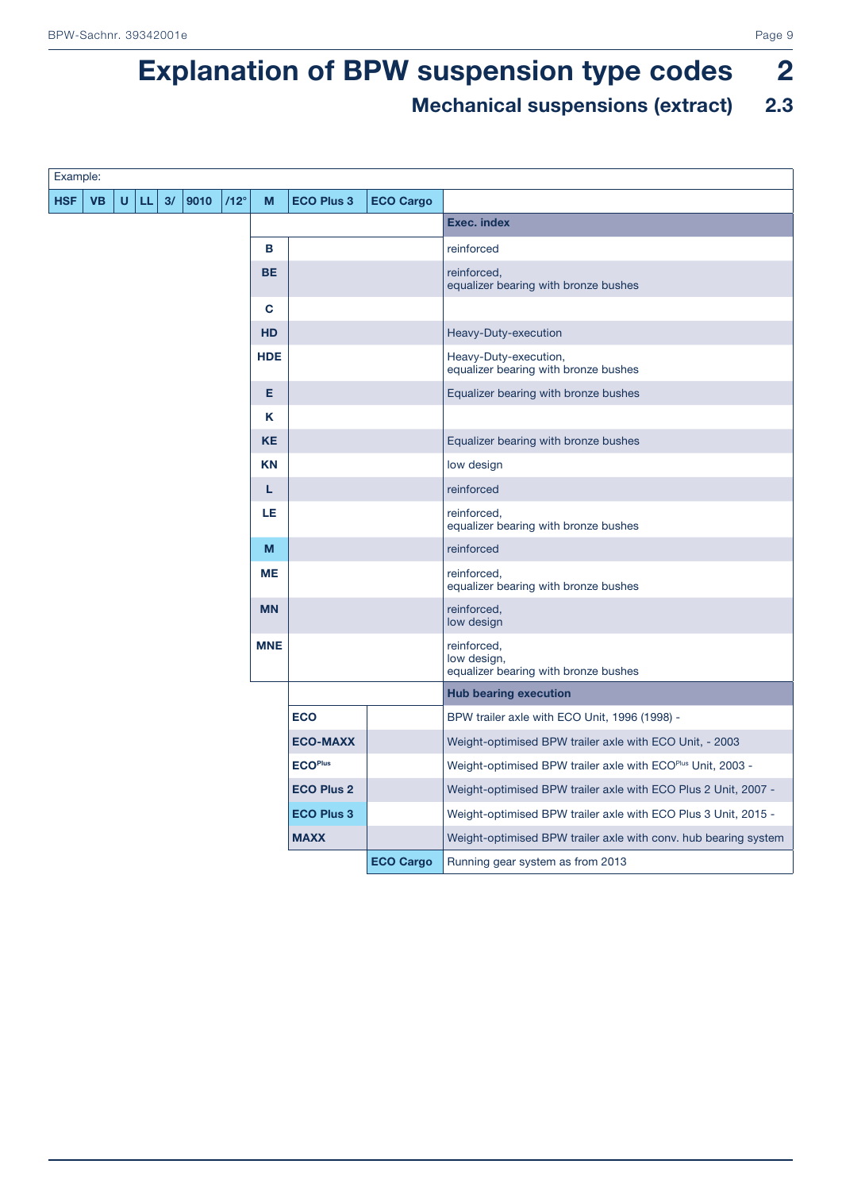# Explanation of BPW suspension type codes 2

## Mechanical suspensions (extract) 2.3

Example:

| HSF | VB | U | LL | 3/ | 9010 | /12° | M | ECO Plus 3 | ECO Cargo | |
|---|---|---|---|---|---|---|---|---|---|---|
| | | | | | | | | | | **Exec. index** |
| | | | | | | | **B** | | | reinforced |
| | | | | | | | **BE** | | | reinforced, equalizer bearing with bronze bushes |
| | | | | | | | **C** | | | |
| | | | | | | | **HD** | | | Heavy-Duty-execution |
| | | | | | | | **HDE** | | | Heavy-Duty-execution, equalizer bearing with bronze bushes |
| | | | | | | | **E** | | | Equalizer bearing with bronze bushes |
| | | | | | | | **K** | | | |
| | | | | | | | **KE** | | | Equalizer bearing with bronze bushes |
| | | | | | | | **KN** | | | low design |
| | | | | | | | **L** | | | reinforced |
| | | | | | | | **LE** | | | reinforced, equalizer bearing with bronze bushes |
| | | | | | | | **M** | | | reinforced |
| | | | | | | | **ME** | | | reinforced, equalizer bearing with bronze bushes |
| | | | | | | | **MN** | | | reinforced, low design |
| | | | | | | | **MNE** | | | reinforced, low design, equalizer bearing with bronze bushes |
| | | | | | | | | | | **Hub bearing execution** |
| | | | | | | | | **ECO** | | BPW trailer axle with ECO Unit, 1996 (1998) - |
| | | | | | | | | **ECO-MAXX** | | Weight-optimised BPW trailer axle with ECO Unit, - 2003 |
| | | | | | | | | **ECO[Plus]** | | Weight-optimised BPW trailer axle with ECO[Plus] Unit, 2003 - |
| | | | | | | | | **ECO Plus 2** | | Weight-optimised BPW trailer axle with ECO Plus 2 Unit, 2007 - |
| | | | | | | | | **ECO Plus 3** | | Weight-optimised BPW trailer axle with ECO Plus 3 Unit, 2015 - |
| | | | | | | | | **MAXX** | | Weight-optimised BPW trailer axle with conv. hub bearing system |
| | | | | | | | | | **ECO Cargo** | Running gear system as from 2013 |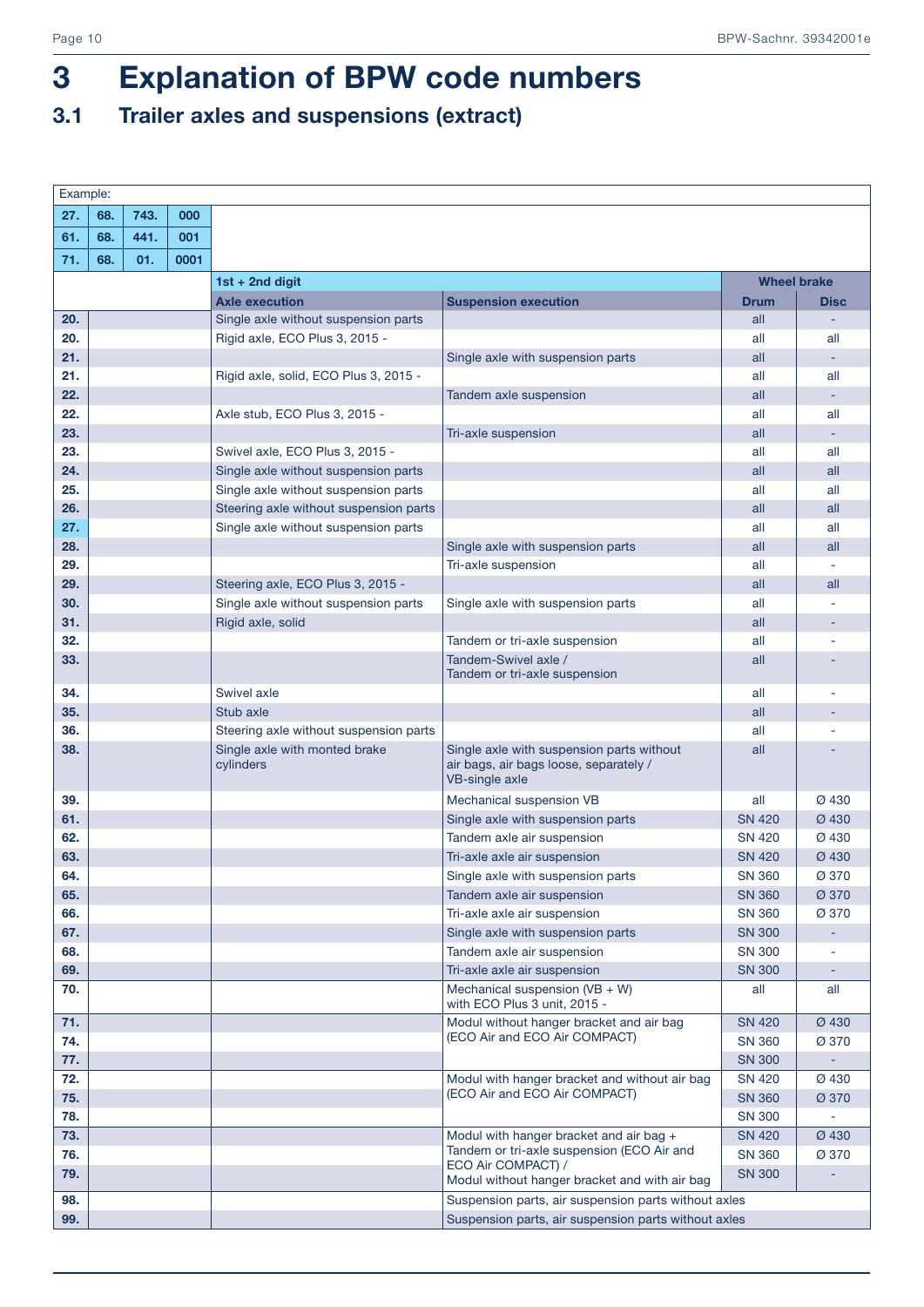// Note: the "Example" block and the main table have been combined into one table, as they form a single table on the page.

# 3 Explanation of BPW code numbers

## 3.1 Trailer axles and suspensions (extract)

| Example: | | | | | | | |
|---|---|---|---|---|---|---|---|
| **27.** | **68.** | **743.** | **000** | | | | |
| **61.** | **68.** | **441.** | **001** | | | | |
| **71.** | **68.** | **01.** | **0001** | | | | |
| | | | | **1st + 2nd digit** | | **Wheel brake** | |
| | | | | **Axle execution** | **Suspension execution** | **Drum** | **Disc** |
| **20.** | | | | Single axle without suspension parts | | all | - |
| **20.** | | | | Rigid axle, ECO Plus 3, 2015 - | | all | all |
| **21.** | | | | | Single axle with suspension parts | all | - |
| **21.** | | | | Rigid axle, solid, ECO Plus 3, 2015 - | | all | all |
| **22.** | | | | | Tandem axle suspension | all | - |
| **22.** | | | | Axle stub, ECO Plus 3, 2015 - | | all | all |
| **23.** | | | | | Tri-axle suspension | all | - |
| **23.** | | | | Swivel axle, ECO Plus 3, 2015 - | | all | all |
| **24.** | | | | Single axle without suspension parts | | all | all |
| **25.** | | | | Single axle without suspension parts | | all | all |
| **26.** | | | | Steering axle without suspension parts | | all | all |
| **27.** | | | | Single axle without suspension parts | | all | all |
| **28.** | | | | | Single axle with suspension parts | all | all |
| **29.** | | | | | Tri-axle suspension | all | - |
| **29.** | | | | Steering axle, ECO Plus 3, 2015 - | | all | all |
| **30.** | | | | Single axle without suspension parts | Single axle with suspension parts | all | - |
| **31.** | | | | Rigid axle, solid | | all | - |
| **32.** | | | | | Tandem or tri-axle suspension | all | - |
| **33.** | | | | | Tandem-Swivel axle / Tandem or tri-axle suspension | all | - |
| **34.** | | | | Swivel axle | | all | - |
| **35.** | | | | Stub axle | | all | - |
| **36.** | | | | Steering axle without suspension parts | | all | - |
| **38.** | | | | Single axle with monted brake cylinders | Single axle with suspension parts without air bags, air bags loose, separately / VB-single axle | all | - |
| **39.** | | | | | Mechanical suspension VB | all | Ø 430 |
| **61.** | | | | | Single axle with suspension parts | SN 420 | Ø 430 |
| **62.** | | | | | Tandem axle air suspension | SN 420 | Ø 430 |
| **63.** | | | | | Tri-axle axle air suspension | SN 420 | Ø 430 |
| **64.** | | | | | Single axle with suspension parts | SN 360 | Ø 370 |
| **65.** | | | | | Tandem axle air suspension | SN 360 | Ø 370 |
| **66.** | | | | | Tri-axle axle air suspension | SN 360 | Ø 370 |
| **67.** | | | | | Single axle with suspension parts | SN 300 | - |
| **68.** | | | | | Tandem axle air suspension | SN 300 | - |
| **69.** | | | | | Tri-axle axle air suspension | SN 300 | - |
| **70.** | | | | | Mechanical suspension (VB + W) with ECO Plus 3 unit, 2015 - | all | all |
| **71.** | | | | | Modul without hanger bracket and air bag (ECO Air and ECO Air COMPACT) | SN 420 | Ø 430 |
| **74.** | | | | | | SN 360 | Ø 370 |
| **77.** | | | | | | SN 300 | - |
| **72.** | | | | | Modul with hanger bracket and without air bag (ECO Air and ECO Air COMPACT) | SN 420 | Ø 430 |
| **75.** | | | | | | SN 360 | Ø 370 |
| **78.** | | | | | | SN 300 | - |
| **73.** | | | | | Modul with hanger bracket and air bag + Tandem or tri-axle suspension (ECO Air and ECO Air COMPACT) / Modul without hanger bracket and with air bag | SN 420 | Ø 430 |
| **76.** | | | | | | SN 360 | Ø 370 |
| **79.** | | | | | | SN 300 | - |
| **98.** | | | | | Suspension parts, air suspension parts without axles | | |
| **99.** | | | | | Suspension parts, air suspension parts without axles | | |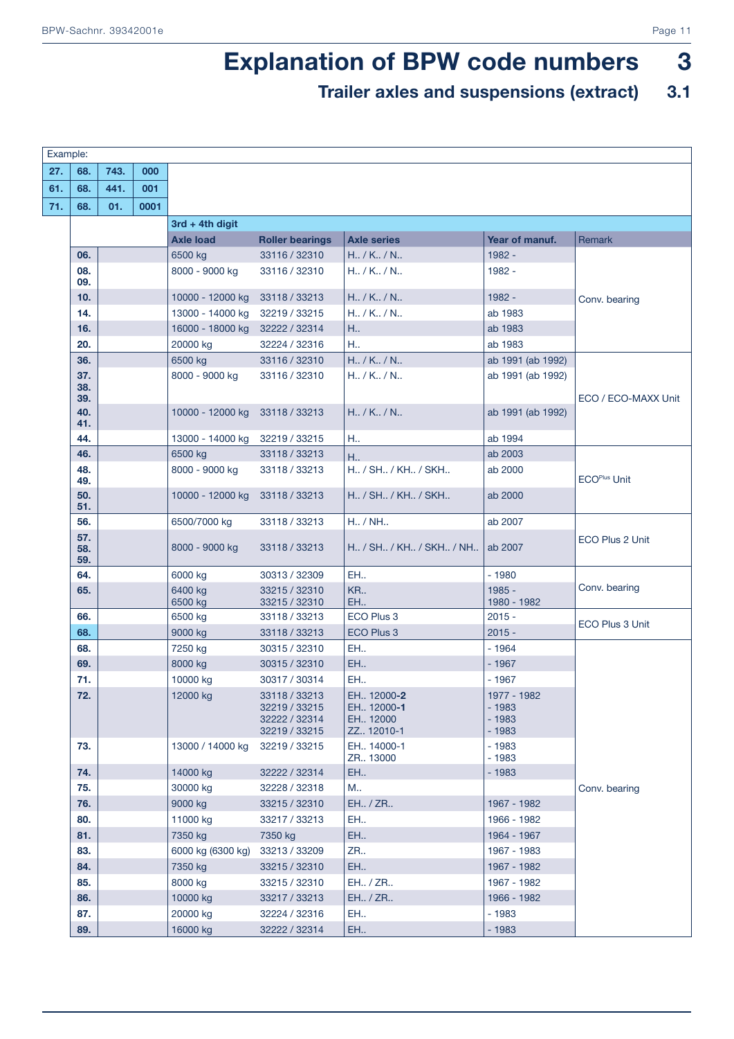# Explanation of BPW code numbers 3

## Trailer axles and suspensions (extract) 3.1

Example:

| | | | |
|---|---|---|---|
| 27. | 68. | 743. | 000 |
| 61. | 68. | 441. | 001 |
| 71. | 68. | 01. | 0001 |

| 3rd + 4th digit | Axle load | Roller bearings | Axle series | Year of manuf. | Remark |
|---|---|---|---|---|---|
| 06. | 6500 kg | 33116 / 32310 | H.. / K.. / N.. | 1982 - | Conv. bearing |
| 08. 09. | 8000 - 9000 kg | 33116 / 32310 | H.. / K.. / N.. | 1982 - | |
| 10. | 10000 - 12000 kg | 33118 / 33213 | H.. / K.. / N.. | 1982 - | |
| 14. | 13000 - 14000 kg | 32219 / 33215 | H.. / K.. / N.. | ab 1983 | |
| 16. | 16000 - 18000 kg | 32222 / 32314 | H.. | ab 1983 | |
| 20. | 20000 kg | 32224 / 32316 | H.. | ab 1983 | |
| 36. | 6500 kg | 33116 / 32310 | H.. / K.. / N.. | ab 1991 (ab 1992) | ECO / ECO-MAXX Unit |
| 37. 38. 39. | 8000 - 9000 kg | 33116 / 32310 | H.. / K.. / N.. | ab 1991 (ab 1992) | |
| 40. 41. | 10000 - 12000 kg | 33118 / 33213 | H.. / K.. / N.. | ab 1991 (ab 1992) | |
| 44. | 13000 - 14000 kg | 32219 / 33215 | H.. | ab 1994 | |
| 46. | 6500 kg | 33118 / 33213 | H.. | ab 2003 | ECOPlus Unit |
| 48. 49. | 8000 - 9000 kg | 33118 / 33213 | H.. / SH.. / KH.. / SKH.. | ab 2000 | |
| 50. 51. | 10000 - 12000 kg | 33118 / 33213 | H.. / SH.. / KH.. / SKH.. | ab 2000 | |
| 56. | 6500/7000 kg | 33118 / 33213 | H.. / NH.. | ab 2007 | ECO Plus 2 Unit |
| 57. 58. 59. | 8000 - 9000 kg | 33118 / 33213 | H.. / SH.. / KH.. / SKH.. / NH.. | ab 2007 | |
| 64. | 6000 kg | 30313 / 32309 | EH.. | - 1980 | Conv. bearing |
| 65. | 6400 kg<br>6500 kg | 33215 / 32310<br>33215 / 32310 | KR..<br>EH.. | 1985 -<br>1980 - 1982 | |
| 66. | 6500 kg | 33118 / 33213 | ECO Plus 3 | 2015 - | ECO Plus 3 Unit |
| 68. | 9000 kg | 33118 / 33213 | ECO Plus 3 | 2015 - | |
| 68. | 7250 kg | 30315 / 32310 | EH.. | - 1964 | Conv. bearing |
| 69. | 8000 kg | 30315 / 32310 | EH.. | - 1967 | |
| 71. | 10000 kg | 30317 / 30314 | EH.. | - 1967 | |
| 72. | 12000 kg | 33118 / 33213<br>32219 / 33215<br>32222 / 32314<br>32219 / 33215 | EH.. 12000-**2**<br>EH.. 12000-**1**<br>EH.. 12000<br>ZZ.. 12010-1 | 1977 - 1982<br>- 1983<br>- 1983<br>- 1983 | |
| 73. | 13000 / 14000 kg | 32219 / 33215 | EH.. 14000-1<br>ZR.. 13000 | - 1983<br>- 1983 | |
| 74. | 14000 kg | 32222 / 32314 | EH.. | - 1983 | |
| 75. | 30000 kg | 32228 / 32318 | M.. | | |
| 76. | 9000 kg | 33215 / 32310 | EH.. / ZR.. | 1967 - 1982 | |
| 80. | 11000 kg | 33217 / 33213 | EH.. | 1966 - 1982 | |
| 81. | 7350 kg | 7350 kg | EH.. | 1964 - 1967 | |
| 83. | 6000 kg (6300 kg) | 33213 / 33209 | ZR.. | 1967 - 1983 | |
| 84. | 7350 kg | 33215 / 32310 | EH.. | 1967 - 1982 | |
| 85. | 8000 kg | 33215 / 32310 | EH.. / ZR.. | 1967 - 1982 | |
| 86. | 10000 kg | 33217 / 33213 | EH.. / ZR.. | 1966 - 1982 | |
| 87. | 20000 kg | 32224 / 32316 | EH.. | - 1983 | |
| 89. | 16000 kg | 32222 / 32314 | EH.. | - 1983 | |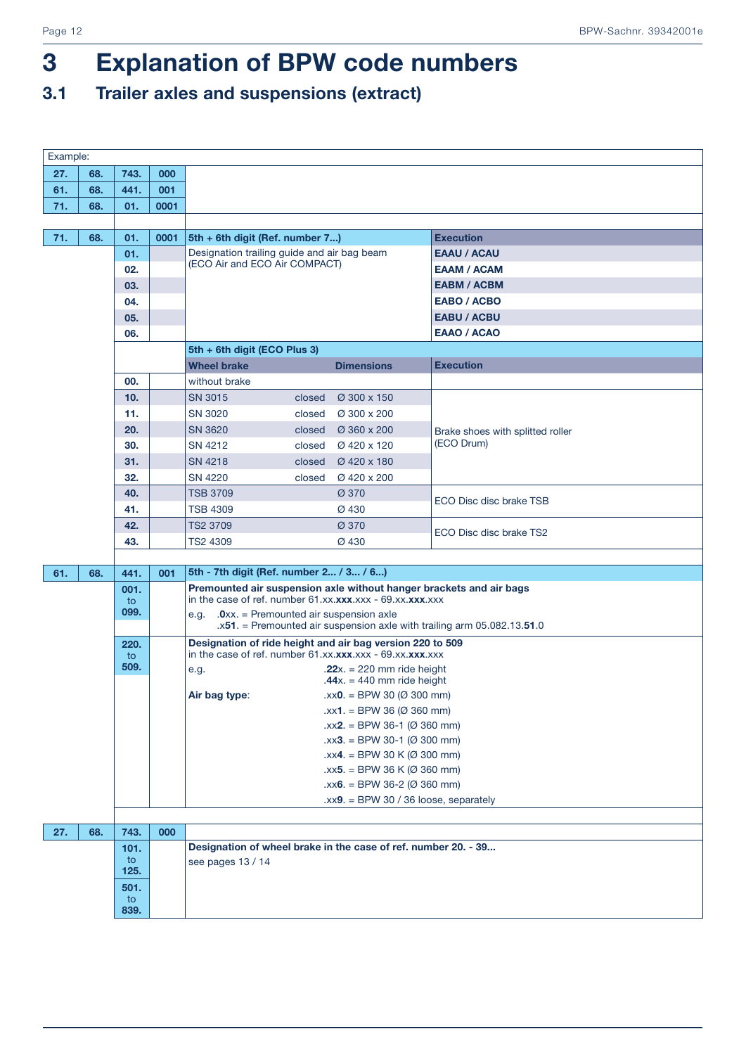# 3 Explanation of BPW code numbers

## 3.1 Trailer axles and suspensions (extract)

Example:

| | | | |
|---|---|---|---|
| **27.** | **68.** | **743.** | **000** |
| **61.** | **68.** | **441.** | **001** |
| **71.** | **68.** | **01.** | **0001** |

| | | | | | | |
|---|---|---|---|---|---|---|
| **71.** | **68.** | **01.** | **0001** | **5th + 6th digit (Ref. number 7...)** | | **Execution** |
| | | **01.** | | Designation trailing guide and air bag beam (ECO Air and ECO Air COMPACT) | | **EAAU / ACAU** |
| | | **02.** | | | | **EAAM / ACAM** |
| | | **03.** | | | | **EABM / ACBM** |
| | | **04.** | | | | **EABO / ACBO** |
| | | **05.** | | | | **EABU / ACBU** |
| | | **06.** | | | | **EAAO / ACAO** |
| | | | | **5th + 6th digit (ECO Plus 3)** | | |
| | | | | **Wheel brake** | **Dimensions** | **Execution** |
| | | **00.** | | without brake | | |
| | | **10.** | | SN 3015 closed | Ø 300 x 150 | Brake shoes with splitted roller (ECO Drum) |
| | | **11.** | | SN 3020 closed | Ø 300 x 200 | |
| | | **20.** | | SN 3620 closed | Ø 360 x 200 | |
| | | **30.** | | SN 4212 closed | Ø 420 x 120 | |
| | | **31.** | | SN 4218 closed | Ø 420 x 180 | |
| | | **32.** | | SN 4220 closed | Ø 420 x 200 | |
| | | **40.** | | TSB 3709 | Ø 370 | ECO Disc disc brake TSB |
| | | **41.** | | TSB 4309 | Ø 430 | |
| | | **42.** | | TS2 3709 | Ø 370 | ECO Disc disc brake TS2 |
| | | **43.** | | TS2 4309 | Ø 430 | |

| | | | | |
|---|---|---|---|---|
| **61.** | **68.** | **441.** | **001** | **5th - 7th digit (Ref. number 2... / 3... / 6...)** |
| | | **001. to 099.** | | **Premounted air suspension axle without hanger brackets and air bags**<br>in the case of ref. number 61.xx.**xxx**.xxx - 69.xx.**xxx**.xxx<br>e.g. .**0**xx. = Premounted air suspension axle<br>.x**51**. = Premounted air suspension axle with trailing arm 05.082.13.**51**.0 |
| | | **220. to 509.** | | **Designation of ride height and air bag version 220 to 509**<br>in the case of ref. number 61.xx.**xxx**.xxx - 69.xx.**xxx**.xxx<br>e.g. .**22**x. = 220 mm ride height<br>.**44**x. = 440 mm ride height<br>**Air bag type**: .xx**0**. = BPW 30 (Ø 300 mm)<br>.xx**1**. = BPW 36 (Ø 360 mm)<br>.xx**2**. = BPW 36-1 (Ø 360 mm)<br>.xx**3**. = BPW 30-1 (Ø 300 mm)<br>.xx**4**. = BPW 30 K (Ø 300 mm)<br>.xx**5**. = BPW 36 K (Ø 360 mm)<br>.xx**6**. = BPW 36-2 (Ø 360 mm)<br>.xx**9**. = BPW 30 / 36 loose, separately |

| | | | | |
|---|---|---|---|---|
| **27.** | **68.** | **743.** | **000** | |
| | | **101. to 125.**<br>**501. to 839.** | | **Designation of wheel brake in the case of ref. number 20. - 39...**<br>see pages 13 / 14 |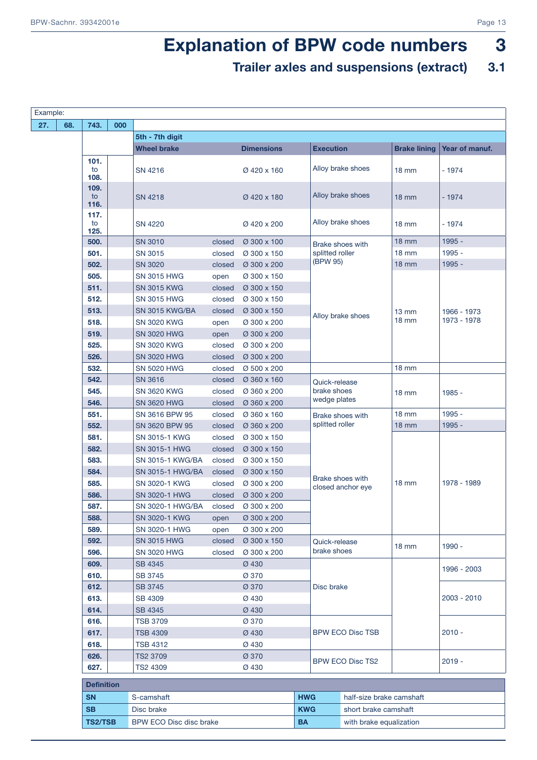# Explanation of BPW code numbers 3

## Trailer axles and suspensions (extract) 3.1

Example:

| 27. | 68. | 743. | 000 |
|---|---|---|---|

**5th - 7th digit**

| Code | Wheel brake | | Dimensions | Execution | Brake lining | Year of manuf. |
|---|---|---|---|---|---|---|
| 101. to 108. | SN 4216 | | Ø 420 x 160 | Alloy brake shoes | 18 mm | - 1974 |
| 109. to 116. | SN 4218 | | Ø 420 x 180 | Alloy brake shoes | 18 mm | - 1974 |
| 117. to 125. | SN 4220 | | Ø 420 x 200 | Alloy brake shoes | 18 mm | - 1974 |
| 500. | SN 3010 | closed | Ø 300 x 100 | Brake shoes with splitted roller (BPW 95) | 18 mm | 1995 - |
| 501. | SN 3015 | closed | Ø 300 x 150 | | 18 mm | 1995 - |
| 502. | SN 3020 | closed | Ø 300 x 200 | | 18 mm | 1995 - |
| 505. | SN 3015 HWG | open | Ø 300 x 150 | Alloy brake shoes | 13 mm 18 mm | 1966 - 1973 1973 - 1978 |
| 511. | SN 3015 KWG | closed | Ø 300 x 150 | | | |
| 512. | SN 3015 HWG | closed | Ø 300 x 150 | | | |
| 513. | SN 3015 KWG/BA | closed | Ø 300 x 150 | | | |
| 518. | SN 3020 KWG | open | Ø 300 x 200 | | | |
| 519. | SN 3020 HWG | open | Ø 300 x 200 | | | |
| 525. | SN 3020 KWG | closed | Ø 300 x 200 | | | |
| 526. | SN 3020 HWG | closed | Ø 300 x 200 | | | |
| 532. | SN 5020 HWG | closed | Ø 500 x 200 | | 18 mm | |
| 542. | SN 3616 | closed | Ø 360 x 160 | Quick-release brake shoes wedge plates | 18 mm | 1985 - |
| 545. | SN 3620 KWG | closed | Ø 360 x 200 | | | |
| 546. | SN 3620 HWG | closed | Ø 360 x 200 | | | |
| 551. | SN 3616 BPW 95 | closed | Ø 360 x 160 | Brake shoes with splitted roller | 18 mm | 1995 - |
| 552. | SN 3620 BPW 95 | closed | Ø 360 x 200 | | 18 mm | 1995 - |
| 581. | SN 3015-1 KWG | closed | Ø 300 x 150 | Brake shoes with closed anchor eye | 18 mm | 1978 - 1989 |
| 582. | SN 3015-1 HWG | closed | Ø 300 x 150 | | | |
| 583. | SN 3015-1 KWG/BA | closed | Ø 300 x 150 | | | |
| 584. | SN 3015-1 HWG/BA | closed | Ø 300 x 150 | | | |
| 585. | SN 3020-1 KWG | closed | Ø 300 x 200 | | | |
| 586. | SN 3020-1 HWG | closed | Ø 300 x 200 | | | |
| 587. | SN 3020-1 HWG/BA | closed | Ø 300 x 200 | | | |
| 588. | SN 3020-1 KWG | open | Ø 300 x 200 | | | |
| 589. | SN 3020-1 HWG | open | Ø 300 x 200 | | | |
| 592. | SN 3015 HWG | closed | Ø 300 x 150 | Quick-release brake shoes | 18 mm | 1990 - |
| 596. | SN 3020 HWG | closed | Ø 300 x 200 | | | |
| 609. | SB 4345 | | Ø 430 | Disc brake | | 1996 - 2003 |
| 610. | SB 3745 | | Ø 370 | | | |
| 612. | SB 3745 | | Ø 370 | | | 2003 - 2010 |
| 613. | SB 4309 | | Ø 430 | | | |
| 614. | SB 4345 | | Ø 430 | | | |
| 616. | TSB 3709 | | Ø 370 | BPW ECO Disc TSB | | 2010 - |
| 617. | TSB 4309 | | Ø 430 | | | |
| 618. | TSB 4312 | | Ø 430 | | | |
| 626. | TS2 3709 | | Ø 370 | BPW ECO Disc TS2 | | 2019 - |
| 627. | TS2 4309 | | Ø 430 | | | |

**Definition**

| | | | |
|---|---|---|---|
| **SN** | S-camshaft | **HWG** | half-size brake camshaft |
| **SB** | Disc brake | **KWG** | short brake camshaft |
| **TS2/TSB** | BPW ECO Disc disc brake | **BA** | with brake equalization |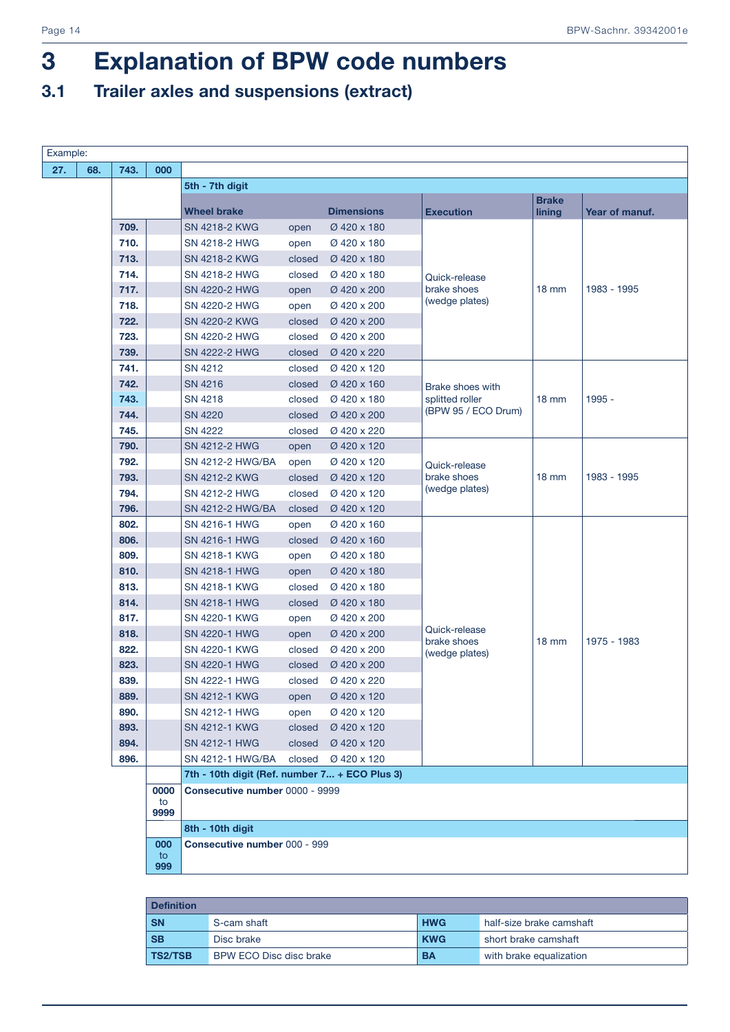# 3 Explanation of BPW code numbers

## 3.1 Trailer axles and suspensions (extract)

Example:

| 27. | 68. | 743. | 000 | | | | | | |
|---|---|---|---|---|---|---|---|---|---|
| | | | | **5th - 7th digit** | | | | | |
| | | | | **Wheel brake** | | **Dimensions** | **Execution** | **Brake lining** | **Year of manuf.** |
| | | **709.** | | SN 4218-2 KWG | open | Ø 420 x 180 | Quick-release brake shoes (wedge plates) | 18 mm | 1983 - 1995 |
| | | **710.** | | SN 4218-2 HWG | open | Ø 420 x 180 | | | |
| | | **713.** | | SN 4218-2 KWG | closed | Ø 420 x 180 | | | |
| | | **714.** | | SN 4218-2 HWG | closed | Ø 420 x 180 | | | |
| | | **717.** | | SN 4220-2 HWG | open | Ø 420 x 200 | | | |
| | | **718.** | | SN 4220-2 HWG | open | Ø 420 x 200 | | | |
| | | **722.** | | SN 4220-2 KWG | closed | Ø 420 x 200 | | | |
| | | **723.** | | SN 4220-2 HWG | closed | Ø 420 x 200 | | | |
| | | **739.** | | SN 4222-2 HWG | closed | Ø 420 x 220 | | | |
| | | **741.** | | SN 4212 | closed | Ø 420 x 120 | Brake shoes with splitted roller (BPW 95 / ECO Drum) | 18 mm | 1995 - |
| | | **742.** | | SN 4216 | closed | Ø 420 x 160 | | | |
| | | **743.** | | SN 4218 | closed | Ø 420 x 180 | | | |
| | | **744.** | | SN 4220 | closed | Ø 420 x 200 | | | |
| | | **745.** | | SN 4222 | closed | Ø 420 x 220 | | | |
| | | **790.** | | SN 4212-2 HWG | open | Ø 420 x 120 | Quick-release brake shoes (wedge plates) | 18 mm | 1983 - 1995 |
| | | **792.** | | SN 4212-2 HWG/BA | open | Ø 420 x 120 | | | |
| | | **793.** | | SN 4212-2 KWG | closed | Ø 420 x 120 | | | |
| | | **794.** | | SN 4212-2 HWG | closed | Ø 420 x 120 | | | |
| | | **796.** | | SN 4212-2 HWG/BA | closed | Ø 420 x 120 | | | |
| | | **802.** | | SN 4216-1 HWG | open | Ø 420 x 160 | Quick-release brake shoes (wedge plates) | 18 mm | 1975 - 1983 |
| | | **806.** | | SN 4216-1 HWG | closed | Ø 420 x 160 | | | |
| | | **809.** | | SN 4218-1 KWG | open | Ø 420 x 180 | | | |
| | | **810.** | | SN 4218-1 HWG | open | Ø 420 x 180 | | | |
| | | **813.** | | SN 4218-1 KWG | closed | Ø 420 x 180 | | | |
| | | **814.** | | SN 4218-1 HWG | closed | Ø 420 x 180 | | | |
| | | **817.** | | SN 4220-1 KWG | open | Ø 420 x 200 | | | |
| | | **818.** | | SN 4220-1 HWG | open | Ø 420 x 200 | | | |
| | | **822.** | | SN 4220-1 KWG | closed | Ø 420 x 200 | | | |
| | | **823.** | | SN 4220-1 HWG | closed | Ø 420 x 200 | | | |
| | | **839.** | | SN 4222-1 HWG | closed | Ø 420 x 220 | | | |
| | | **889.** | | SN 4212-1 KWG | open | Ø 420 x 120 | | | |
| | | **890.** | | SN 4212-1 HWG | open | Ø 420 x 120 | | | |
| | | **893.** | | SN 4212-1 KWG | closed | Ø 420 x 120 | | | |
| | | **894.** | | SN 4212-1 HWG | closed | Ø 420 x 120 | | | |
| | | **896.** | | SN 4212-1 HWG/BA | closed | Ø 420 x 120 | | | |
| | | | | **7th - 10th digit (Ref. number 7... + ECO Plus 3)** | | | | | |
| | | | **0000 to 9999** | **Consecutive number** 0000 - 9999 | | | | | |
| | | | | **8th - 10th digit** | | | | | |
| | | | **000 to 999** | **Consecutive number** 000 - 999 | | | | | |

| **Definition** | | | |
|---|---|---|---|
| **SN** | S-cam shaft | **HWG** | half-size brake camshaft |
| **SB** | Disc brake | **KWG** | short brake camshaft |
| **TS2/TSB** | BPW ECO Disc disc brake | **BA** | with brake equalization |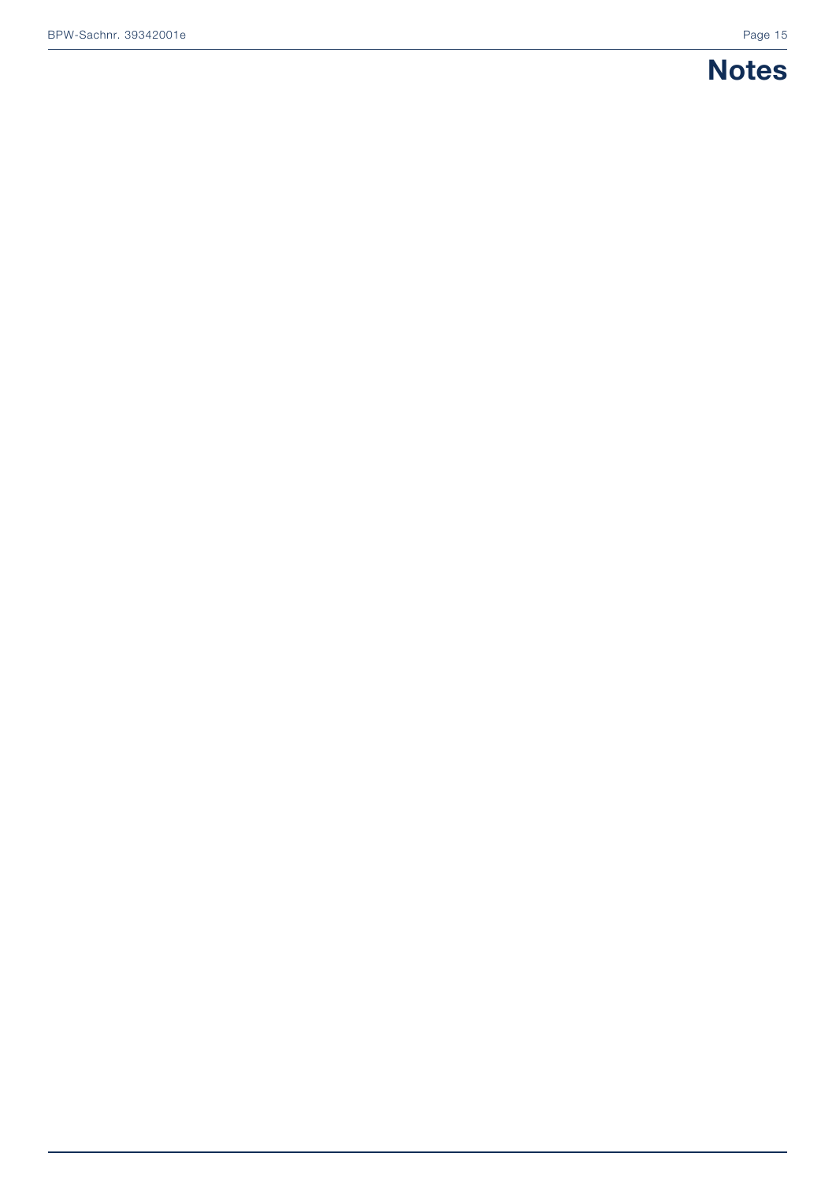# Notes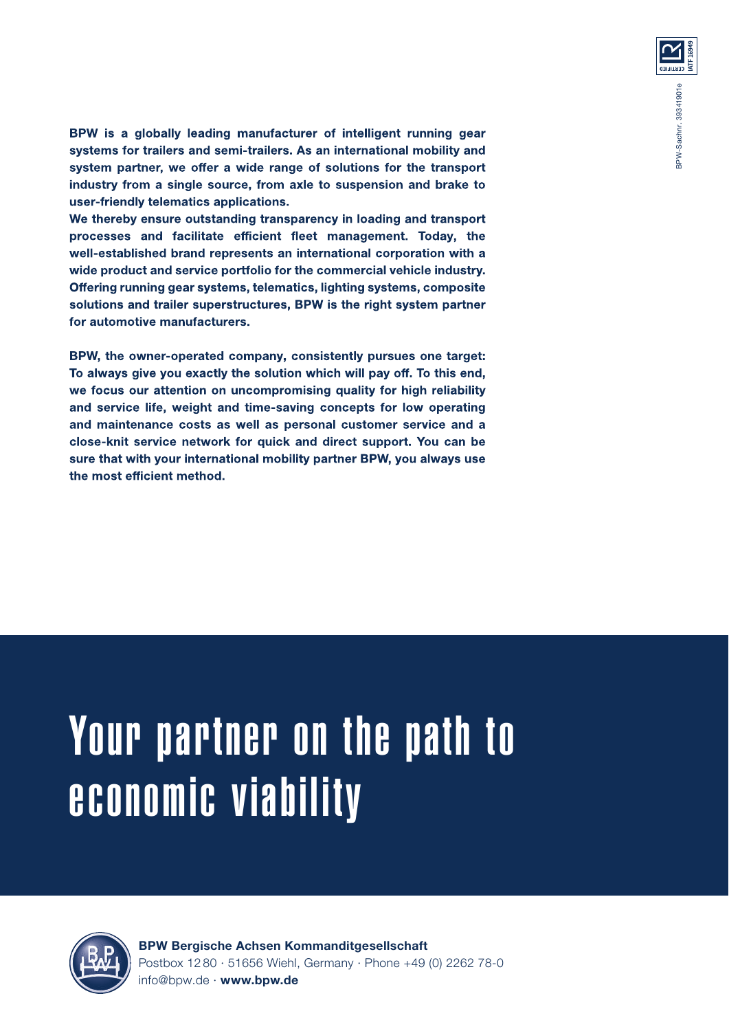**BPW is a globally leading manufacturer of intelligent running gear systems for trailers and semi-trailers. As an international mobility and system partner, we offer a wide range of solutions for the transport industry from a single source, from axle to suspension and brake to user-friendly telematics applications.**
**We thereby ensure outstanding transparency in loading and transport processes and facilitate efficient fleet management. Today, the well-established brand represents an international corporation with a wide product and service portfolio for the commercial vehicle industry. Offering running gear systems, telematics, lighting systems, composite solutions and trailer superstructures, BPW is the right system partner for automotive manufacturers.**

**BPW, the owner-operated company, consistently pursues one target: To always give you exactly the solution which will pay off. To this end, we focus our attention on uncompromising quality for high reliability and service life, weight and time-saving concepts for low operating and maintenance costs as well as personal customer service and a close-knit service network for quick and direct support. You can be sure that with your international mobility partner BPW, you always use the most efficient method.**

# Your partner on the path to economic viability

**BPW Bergische Achsen Kommanditgesellschaft**
Postbox 12 80 · 51656 Wiehl, Germany · Phone +49 (0) 2262 78-0
info@bpw.de · **www.bpw.de**

BPW-Sachnr. 39341901e

CERTIFIED IATF 16949